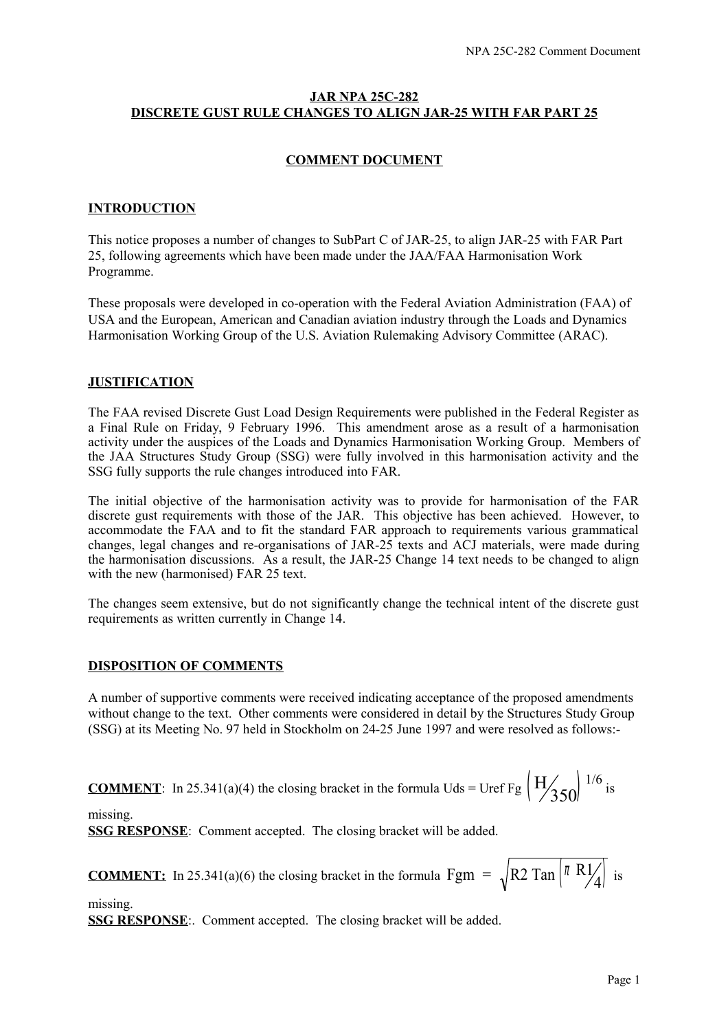**JAR NPA 25C-282**
**DISCRETE GUST RULE CHANGES TO ALIGN JAR-25 WITH FAR PART 25**

**COMMENT DOCUMENT**

## INTRODUCTION

This notice proposes a number of changes to SubPart C of JAR-25, to align JAR-25 with FAR Part 25, following agreements which have been made under the JAA/FAA Harmonisation Work Programme.

These proposals were developed in co-operation with the Federal Aviation Administration (FAA) of USA and the European, American and Canadian aviation industry through the Loads and Dynamics Harmonisation Working Group of the U.S. Aviation Rulemaking Advisory Committee (ARAC).

## JUSTIFICATION

The FAA revised Discrete Gust Load Design Requirements were published in the Federal Register as a Final Rule on Friday, 9 February 1996. This amendment arose as a result of a harmonisation activity under the auspices of the Loads and Dynamics Harmonisation Working Group. Members of the JAA Structures Study Group (SSG) were fully involved in this harmonisation activity and the SSG fully supports the rule changes introduced into FAR.

The initial objective of the harmonisation activity was to provide for harmonisation of the FAR discrete gust requirements with those of the JAR. This objective has been achieved. However, to accommodate the FAA and to fit the standard FAR approach to requirements various grammatical changes, legal changes and re-organisations of JAR-25 texts and ACJ materials, were made during the harmonisation discussions. As a result, the JAR-25 Change 14 text needs to be changed to align with the new (harmonised) FAR 25 text.

The changes seem extensive, but do not significantly change the technical intent of the discrete gust requirements as written currently in Change 14.

## DISPOSITION OF COMMENTS

A number of supportive comments were received indicating acceptance of the proposed amendments without change to the text. Other comments were considered in detail by the Structures Study Group (SSG) at its Meeting No. 97 held in Stockholm on 24-25 June 1997 and were resolved as follows:-

**COMMENT**: In 25.341(a)(4) the closing bracket in the formula $Uds = Uref\ Fg \left( H/350 \right)^{1/6}$ is missing.
**SSG RESPONSE**: Comment accepted. The closing bracket will be added.

**COMMENT:** In 25.341(a)(6) the closing bracket in the formula $Fgm = \sqrt{R2\ Tan \left( \pi\ R1/4 \right)}$ is missing.
**SSG RESPONSE**:. Comment accepted. The closing bracket will be added.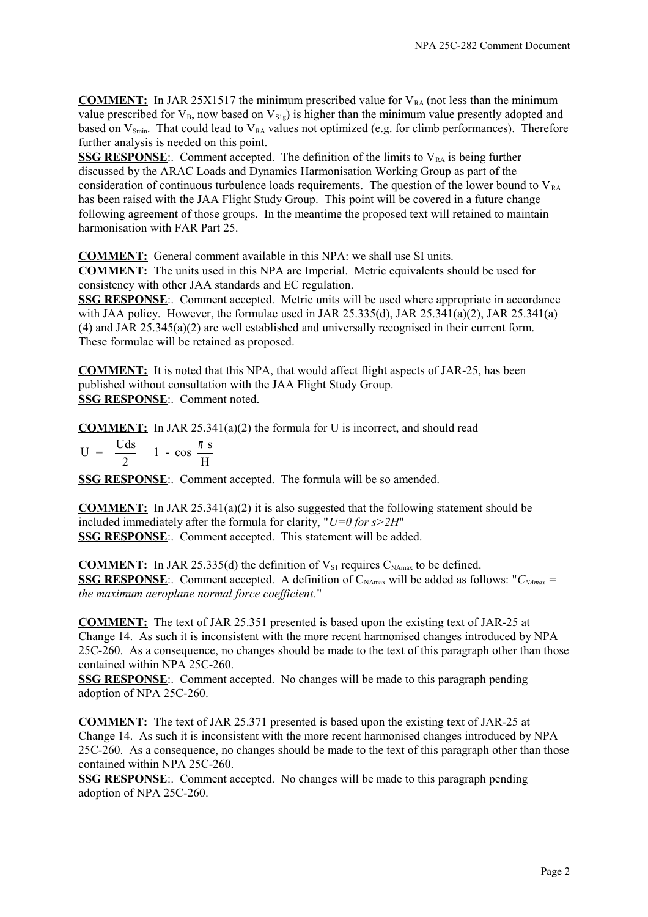**COMMENT:** In JAR 25X1517 the minimum prescribed value for $V_{RA}$ (not less than the minimum value prescribed for $V_B$, now based on $V_{S1g}$) is higher than the minimum value presently adopted and based on $V_{Smin}$. That could lead to $V_{RA}$ values not optimized (e.g. for climb performances). Therefore further analysis is needed on this point.

**SSG RESPONSE**:. Comment accepted. The definition of the limits to $V_{RA}$ is being further discussed by the ARAC Loads and Dynamics Harmonisation Working Group as part of the consideration of continuous turbulence loads requirements. The question of the lower bound to $V_{RA}$ has been raised with the JAA Flight Study Group. This point will be covered in a future change following agreement of those groups. In the meantime the proposed text will retained to maintain harmonisation with FAR Part 25.

**COMMENT:** General comment available in this NPA: we shall use SI units.

**COMMENT:** The units used in this NPA are Imperial. Metric equivalents should be used for consistency with other JAA standards and EC regulation.

**SSG RESPONSE**:. Comment accepted. Metric units will be used where appropriate in accordance with JAA policy. However, the formulae used in JAR 25.335(d), JAR 25.341(a)(2), JAR 25.341(a)(4) and JAR 25.345(a)(2) are well established and universally recognised in their current form. These formulae will be retained as proposed.

**COMMENT:** It is noted that this NPA, that would affect flight aspects of JAR-25, has been published without consultation with the JAA Flight Study Group.

**SSG RESPONSE**:. Comment noted.

**COMMENT:** In JAR 25.341(a)(2) the formula for U is incorrect, and should read

$$U = \frac{Uds}{2} \left[ 1 - \cos \frac{\pi s}{H} \right]$$

**SSG RESPONSE**:. Comment accepted. The formula will be so amended.

**COMMENT:** In JAR 25.341(a)(2) it is also suggested that the following statement should be included immediately after the formula for clarity, "*U=0 for s>2H*"

**SSG RESPONSE**:. Comment accepted. This statement will be added.

**COMMENT:** In JAR 25.335(d) the definition of $V_{S1}$ requires $C_{NAmax}$ to be defined.

**SSG RESPONSE**:. Comment accepted. A definition of $C_{NAmax}$ will be added as follows: "*$C_{NAmax}$ = the maximum aeroplane normal force coefficient.*"

**COMMENT:** The text of JAR 25.351 presented is based upon the existing text of JAR-25 at Change 14. As such it is inconsistent with the more recent harmonised changes introduced by NPA 25C-260. As a consequence, no changes should be made to the text of this paragraph other than those contained within NPA 25C-260.

**SSG RESPONSE**:. Comment accepted. No changes will be made to this paragraph pending adoption of NPA 25C-260.

**COMMENT:** The text of JAR 25.371 presented is based upon the existing text of JAR-25 at Change 14. As such it is inconsistent with the more recent harmonised changes introduced by NPA 25C-260. As a consequence, no changes should be made to the text of this paragraph other than those contained within NPA 25C-260.

**SSG RESPONSE**:. Comment accepted. No changes will be made to this paragraph pending adoption of NPA 25C-260.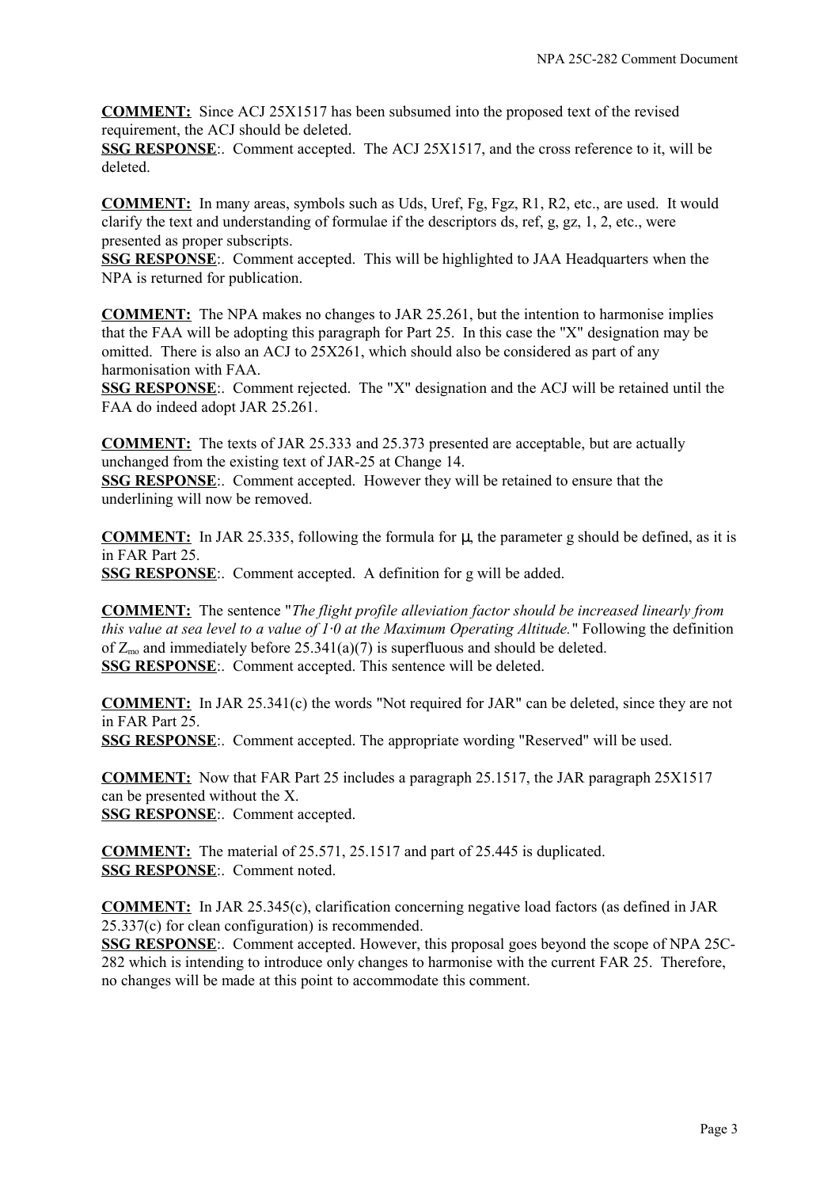**COMMENT:** Since ACJ 25X1517 has been subsumed into the proposed text of the revised requirement, the ACJ should be deleted.
**SSG RESPONSE**:. Comment accepted. The ACJ 25X1517, and the cross reference to it, will be deleted.

**COMMENT:** In many areas, symbols such as Uds, Uref, Fg, Fgz, R1, R2, etc., are used. It would clarify the text and understanding of formulae if the descriptors ds, ref, g, gz, 1, 2, etc., were presented as proper subscripts.
**SSG RESPONSE**:. Comment accepted. This will be highlighted to JAA Headquarters when the NPA is returned for publication.

**COMMENT:** The NPA makes no changes to JAR 25.261, but the intention to harmonise implies that the FAA will be adopting this paragraph for Part 25. In this case the "X" designation may be omitted. There is also an ACJ to 25X261, which should also be considered as part of any harmonisation with FAA.
**SSG RESPONSE**:. Comment rejected. The "X" designation and the ACJ will be retained until the FAA do indeed adopt JAR 25.261.

**COMMENT:** The texts of JAR 25.333 and 25.373 presented are acceptable, but are actually unchanged from the existing text of JAR-25 at Change 14.
**SSG RESPONSE**:. Comment accepted. However they will be retained to ensure that the underlining will now be removed.

**COMMENT:** In JAR 25.335, following the formula for μ, the parameter g should be defined, as it is in FAR Part 25.
**SSG RESPONSE**:. Comment accepted. A definition for g will be added.

**COMMENT:** The sentence "*The flight profile alleviation factor should be increased linearly from this value at sea level to a value of 1·0 at the Maximum Operating Altitude.*" Following the definition of $Z_{mo}$ and immediately before 25.341(a)(7) is superfluous and should be deleted.
**SSG RESPONSE**:. Comment accepted. This sentence will be deleted.

**COMMENT:** In JAR 25.341(c) the words "Not required for JAR" can be deleted, since they are not in FAR Part 25.
**SSG RESPONSE**:. Comment accepted. The appropriate wording "Reserved" will be used.

**COMMENT:** Now that FAR Part 25 includes a paragraph 25.1517, the JAR paragraph 25X1517 can be presented without the X.
**SSG RESPONSE**:. Comment accepted.

**COMMENT:** The material of 25.571, 25.1517 and part of 25.445 is duplicated.
**SSG RESPONSE**:. Comment noted.

**COMMENT:** In JAR 25.345(c), clarification concerning negative load factors (as defined in JAR 25.337(c) for clean configuration) is recommended.
**SSG RESPONSE**:. Comment accepted. However, this proposal goes beyond the scope of NPA 25C-282 which is intending to introduce only changes to harmonise with the current FAR 25. Therefore, no changes will be made at this point to accommodate this comment.